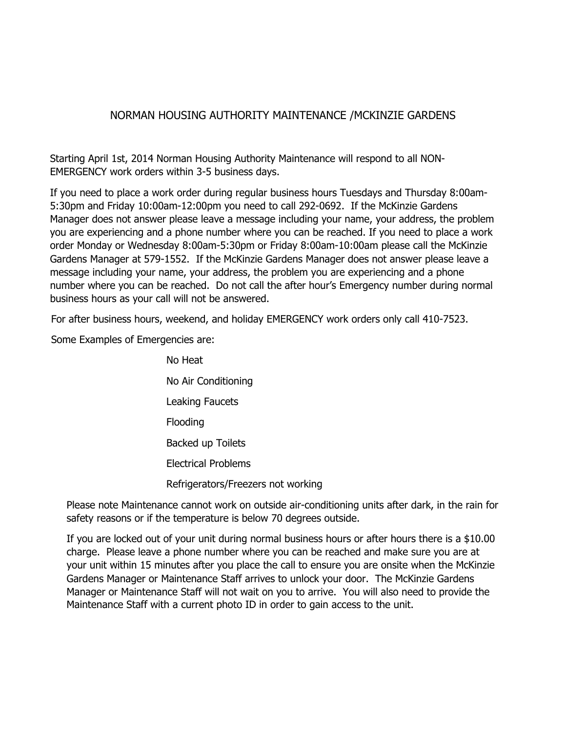# NORMAN HOUSING AUTHORITY MAINTENANCE /MCKINZIE GARDENS

Starting April 1st, 2014 Norman Housing Authority Maintenance will respond to all NON-EMERGENCY work orders within 3-5 business days.

If you need to place a work order during regular business hours Tuesdays and Thursday 8:00am-5:30pm and Friday 10:00am-12:00pm you need to call 292-0692. If the McKinzie Gardens Manager does not answer please leave a message including your name, your address, the problem you are experiencing and a phone number where you can be reached. If you need to place a work order Monday or Wednesday 8:00am-5:30pm or Friday 8:00am-10:00am please call the McKinzie Gardens Manager at 579-1552. If the McKinzie Gardens Manager does not answer please leave a message including your name, your address, the problem you are experiencing and a phone number where you can be reached. Do not call the after hour's Emergency number during normal business hours as your call will not be answered.

For after business hours, weekend, and holiday EMERGENCY work orders only call 410-7523.

Some Examples of Emergencies are:

- No Heat
- No Air Conditioning
- Leaking Faucets
- Flooding
- Backed up Toilets
- Electrical Problems
- Refrigerators/Freezers not working

Please note Maintenance cannot work on outside air-conditioning units after dark, in the rain for safety reasons or if the temperature is below 70 degrees outside.

If you are locked out of your unit during normal business hours or after hours there is a $10.00 charge. Please leave a phone number where you can be reached and make sure you are at your unit within 15 minutes after you place the call to ensure you are onsite when the McKinzie Gardens Manager or Maintenance Staff arrives to unlock your door. The McKinzie Gardens Manager or Maintenance Staff will not wait on you to arrive. You will also need to provide the Maintenance Staff with a current photo ID in order to gain access to the unit.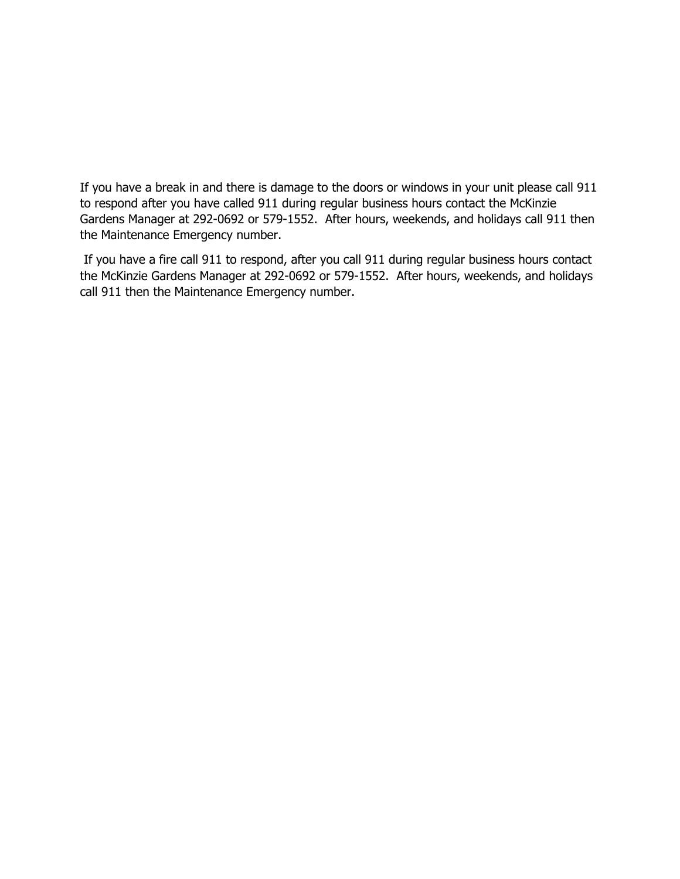If you have a break in and there is damage to the doors or windows in your unit please call 911 to respond after you have called 911 during regular business hours contact the McKinzie Gardens Manager at 292-0692 or 579-1552.  After hours, weekends, and holidays call 911 then the Maintenance Emergency number.

If you have a fire call 911 to respond, after you call 911 during regular business hours contact the McKinzie Gardens Manager at 292-0692 or 579-1552.  After hours, weekends, and holidays call 911 then the Maintenance Emergency number.